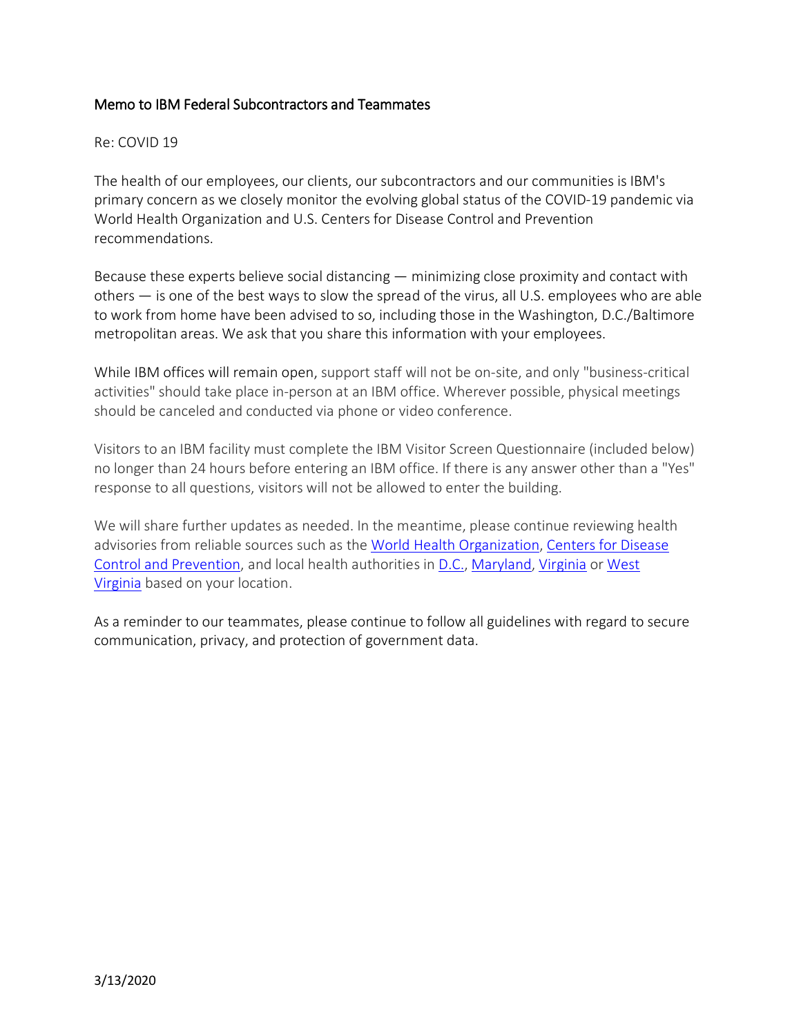## Memo to IBM Federal Subcontractors and Teammates

Re: COVID 19

The health of our employees, our clients, our subcontractors and our communities is IBM's primary concern as we closely monitor the evolving global status of the COVID-19 pandemic via World Health Organization and U.S. Centers for Disease Control and Prevention recommendations.

Because these experts believe social distancing — minimizing close proximity and contact with others — is one of the best ways to slow the spread of the virus, all U.S. employees who are able to work from home have been advised to so, including those in the Washington, D.C./Baltimore metropolitan areas. We ask that you share this information with your employees.

While IBM offices will remain open, support staff will not be on-site, and only "business-critical activities" should take place in-person at an IBM office. Wherever possible, physical meetings should be canceled and conducted via phone or video conference.

Visitors to an IBM facility must complete the IBM Visitor Screen Questionnaire (included below) no longer than 24 hours before entering an IBM office. If there is any answer other than a "Yes" response to all questions, visitors will not be allowed to enter the building.

We will share further updates as needed. In the meantime, please continue reviewing health advisories from reliable sources such as the World Health Organization, Centers for Disease Control and Prevention, and local health authorities in D.C., Maryland, Virginia or West Virginia based on your location.

As a reminder to our teammates, please continue to follow all guidelines with regard to secure communication, privacy, and protection of government data.

3/13/2020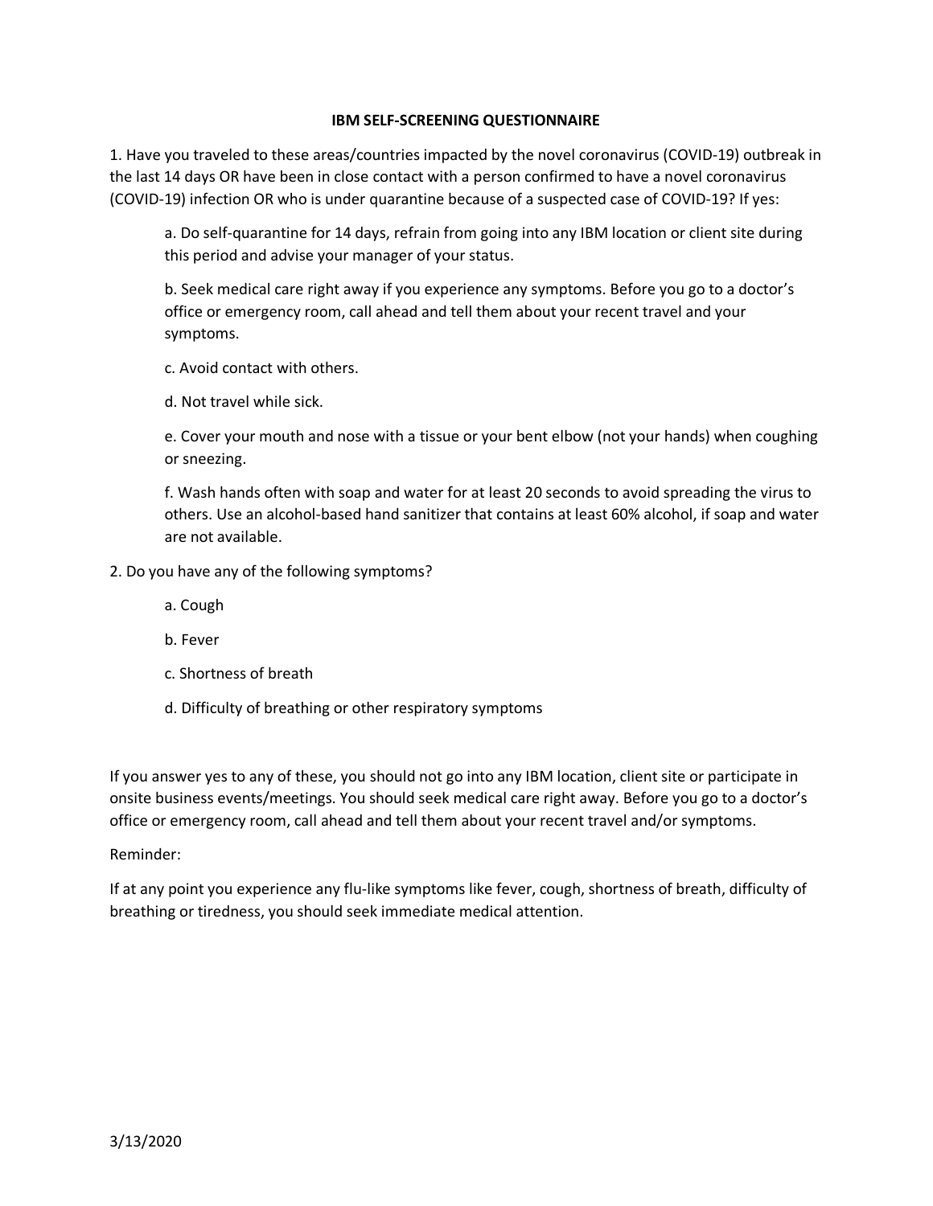# IBM SELF-SCREENING QUESTIONNAIRE

1. Have you traveled to these areas/countries impacted by the novel coronavirus (COVID-19) outbreak in the last 14 days OR have been in close contact with a person confirmed to have a novel coronavirus (COVID-19) infection OR who is under quarantine because of a suspected case of COVID-19? If yes:

   a. Do self-quarantine for 14 days, refrain from going into any IBM location or client site during this period and advise your manager of your status.

   b. Seek medical care right away if you experience any symptoms. Before you go to a doctor's office or emergency room, call ahead and tell them about your recent travel and your symptoms.

   c. Avoid contact with others.

   d. Not travel while sick.

   e. Cover your mouth and nose with a tissue or your bent elbow (not your hands) when coughing or sneezing.

   f. Wash hands often with soap and water for at least 20 seconds to avoid spreading the virus to others. Use an alcohol-based hand sanitizer that contains at least 60% alcohol, if soap and water are not available.

2. Do you have any of the following symptoms?

   a. Cough

   b. Fever

   c. Shortness of breath

   d. Difficulty of breathing or other respiratory symptoms

If you answer yes to any of these, you should not go into any IBM location, client site or participate in onsite business events/meetings. You should seek medical care right away. Before you go to a doctor's office or emergency room, call ahead and tell them about your recent travel and/or symptoms.

Reminder:

If at any point you experience any flu-like symptoms like fever, cough, shortness of breath, difficulty of breathing or tiredness, you should seek immediate medical attention.

3/13/2020